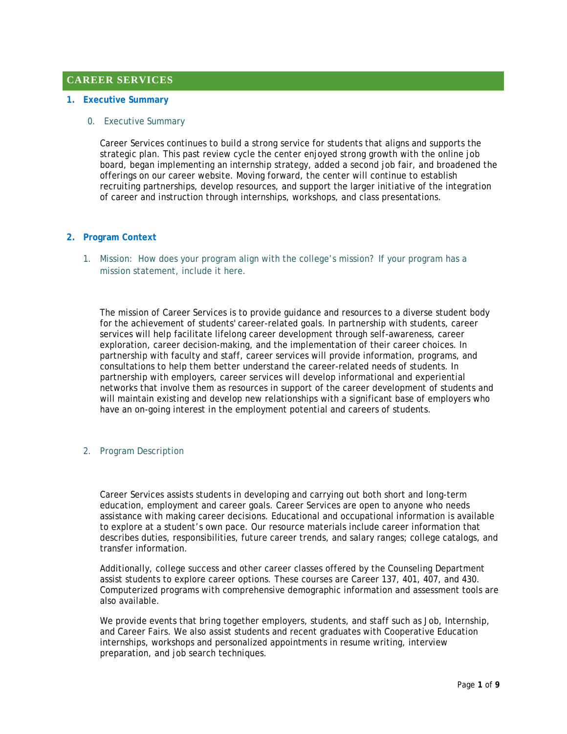# CAREER SERVICES

## 1. Executive Summary

### 0. Executive Summary

Career Services continues to build a strong service for students that aligns and supports the strategic plan. This past review cycle the center enjoyed strong growth with the online job board, began implementing an internship strategy, added a second job fair, and broadened the offerings on our career website. Moving forward, the center will continue to establish recruiting partnerships, develop resources, and support the larger initiative of the integration of career and instruction through internships, workshops, and class presentations.

## 2. Program Context

### 1. Mission: How does your program align with the college's mission? If your program has a mission statement, include it here.

The mission of Career Services is to provide guidance and resources to a diverse student body for the achievement of students' career-related goals. In partnership with students, career services will help facilitate lifelong career development through self-awareness, career exploration, career decision-making, and the implementation of their career choices. In partnership with faculty and staff, career services will provide information, programs, and consultations to help them better understand the career-related needs of students. In partnership with employers, career services will develop informational and experiential networks that involve them as resources in support of the career development of students and will maintain existing and develop new relationships with a significant base of employers who have an on-going interest in the employment potential and careers of students.

### 2. Program Description

Career Services assists students in developing and carrying out both short and long-term education, employment and career goals. Career Services are open to anyone who needs assistance with making career decisions. Educational and occupational information is available to explore at a student's own pace. Our resource materials include career information that describes duties, responsibilities, future career trends, and salary ranges; college catalogs, and transfer information.

Additionally, college success and other career classes offered by the Counseling Department assist students to explore career options. These courses are Career 137, 401, 407, and 430. Computerized programs with comprehensive demographic information and assessment tools are also available.

We provide events that bring together employers, students, and staff such as Job, Internship, and Career Fairs. We also assist students and recent graduates with Cooperative Education internships, workshops and personalized appointments in resume writing, interview preparation, and job search techniques.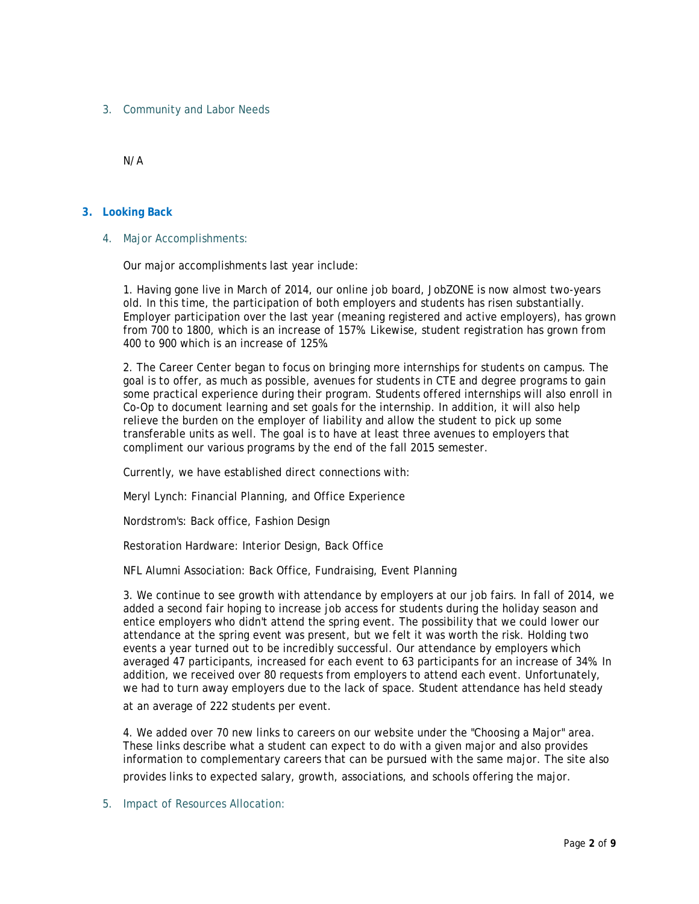### 3. Community and Labor Needs

N/A

## 3. Looking Back

### 4. Major Accomplishments:

Our major accomplishments last year include:

1. Having gone live in March of 2014, our online job board, JobZONE is now almost two-years old. In this time, the participation of both employers and students has risen substantially. Employer participation over the last year (meaning registered and active employers), has grown from 700 to 1800, which is an increase of 157%. Likewise, student registration has grown from 400 to 900 which is an increase of 125%.

2. The Career Center began to focus on bringing more internships for students on campus. The goal is to offer, as much as possible, avenues for students in CTE and degree programs to gain some practical experience during their program. Students offered internships will also enroll in Co-Op to document learning and set goals for the internship. In addition, it will also help relieve the burden on the employer of liability and allow the student to pick up some transferable units as well. The goal is to have at least three avenues to employers that compliment our various programs by the end of the fall 2015 semester.

Currently, we have established direct connections with:

Meryl Lynch: Financial Planning, and Office Experience

Nordstrom's: Back office, Fashion Design

Restoration Hardware: Interior Design, Back Office

NFL Alumni Association: Back Office, Fundraising, Event Planning

3. We continue to see growth with attendance by employers at our job fairs. In fall of 2014, we added a second fair hoping to increase job access for students during the holiday season and entice employers who didn't attend the spring event. The possibility that we could lower our attendance at the spring event was present, but we felt it was worth the risk. Holding two events a year turned out to be incredibly successful. Our attendance by employers which averaged 47 participants, increased for each event to 63 participants for an increase of 34%. In addition, we received over 80 requests from employers to attend each event. Unfortunately, we had to turn away employers due to the lack of space. Student attendance has held steady at an average of 222 students per event.

4. We added over 70 new links to careers on our website under the "Choosing a Major" area. These links describe what a student can expect to do with a given major and also provides information to complementary careers that can be pursued with the same major. The site also provides links to expected salary, growth, associations, and schools offering the major.

### 5. Impact of Resources Allocation: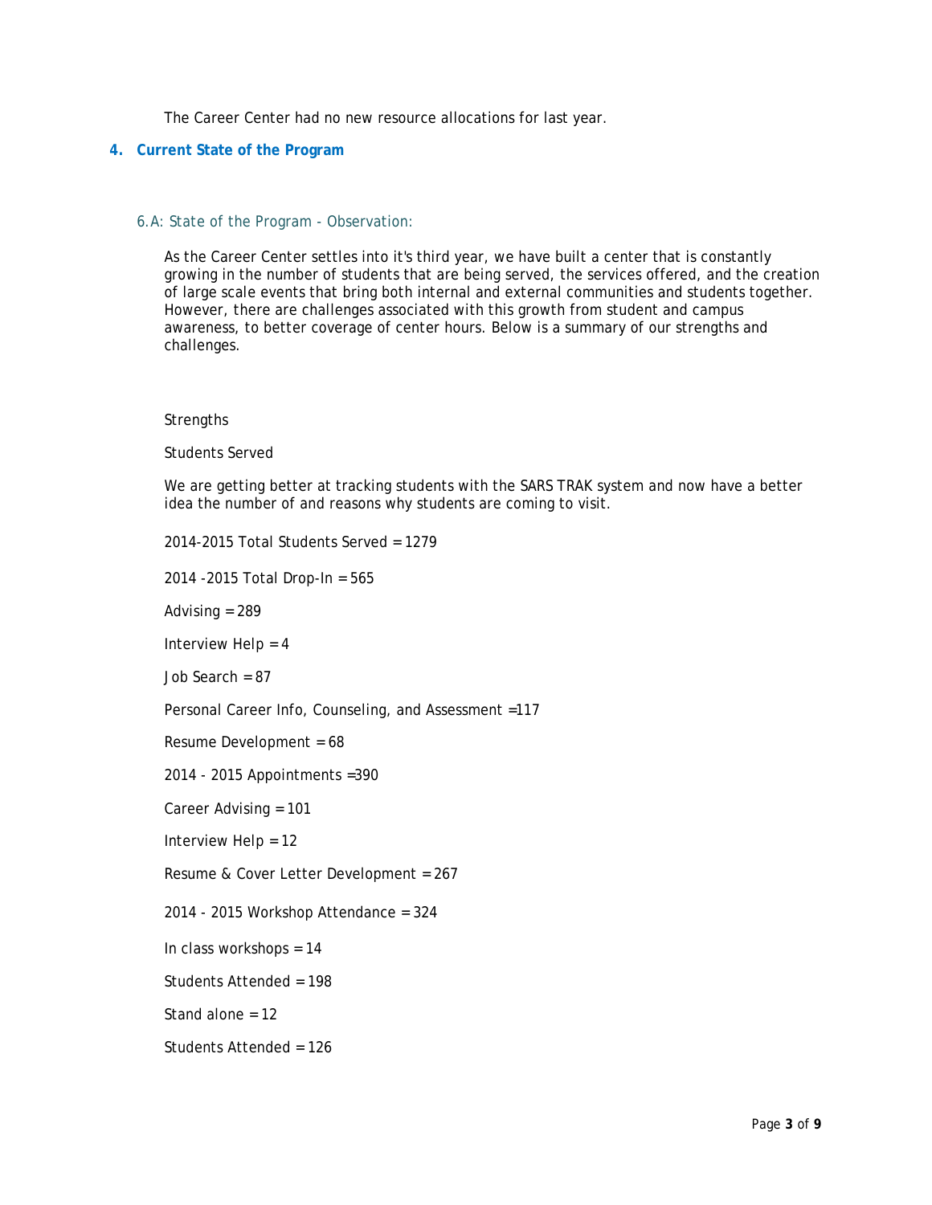The Career Center had no new resource allocations for last year.

## 4. Current State of the Program

### 6.A: State of the Program - Observation:

As the Career Center settles into it's third year, we have built a center that is constantly growing in the number of students that are being served, the services offered, and the creation of large scale events that bring both internal and external communities and students together. However, there are challenges associated with this growth from student and campus awareness, to better coverage of center hours. Below is a summary of our strengths and challenges.

Strengths

Students Served

We are getting better at tracking students with the SARS TRAK system and now have a better idea the number of and reasons why students are coming to visit.

2014-2015 Total Students Served = 1279

2014 -2015 Total Drop-In = 565

Advising = 289

Interview Help = 4

Job Search = 87

Personal Career Info, Counseling, and Assessment =117

Resume Development = 68

2014 - 2015 Appointments =390

Career Advising = 101

Interview Help = 12

Resume & Cover Letter Development = 267

2014 - 2015 Workshop Attendance = 324

In class workshops = 14

Students Attended = 198

Stand alone = 12

Students Attended = 126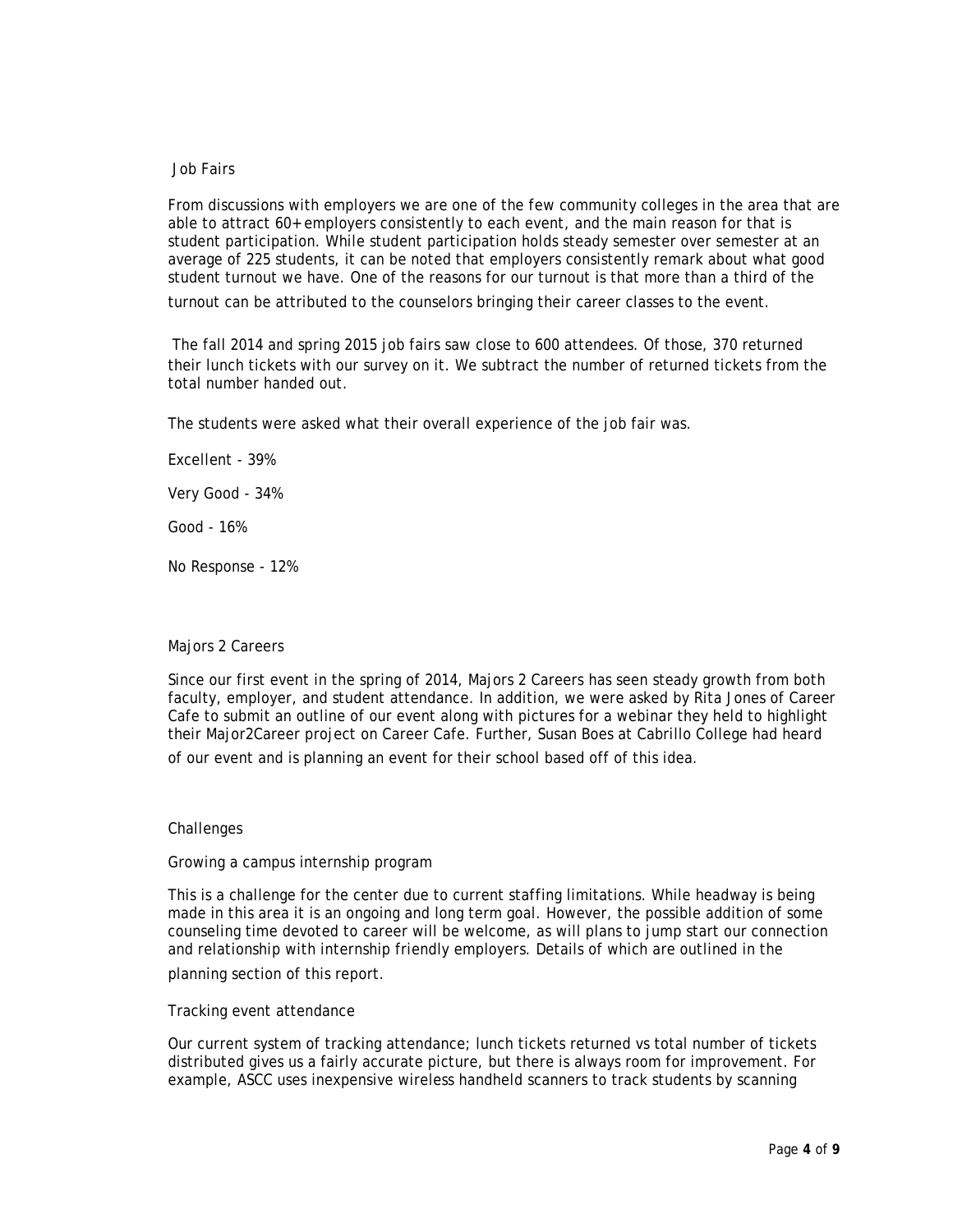## Job Fairs

From discussions with employers we are one of the few community colleges in the area that are able to attract 60+ employers consistently to each event, and the main reason for that is student participation. While student participation holds steady semester over semester at an average of 225 students, it can be noted that employers consistently remark about what good student turnout we have. One of the reasons for our turnout is that more than a third of the turnout can be attributed to the counselors bringing their career classes to the event.

The fall 2014 and spring 2015 job fairs saw close to 600 attendees. Of those, 370 returned their lunch tickets with our survey on it. We subtract the number of returned tickets from the total number handed out.

The students were asked what their overall experience of the job fair was.

Excellent - 39%

Very Good - 34%

Good - 16%

No Response - 12%

## Majors 2 Careers

Since our first event in the spring of 2014, Majors 2 Careers has seen steady growth from both faculty, employer, and student attendance. In addition, we were asked by Rita Jones of Career Cafe to submit an outline of our event along with pictures for a webinar they held to highlight their Major2Career project on Career Cafe. Further, Susan Boes at Cabrillo College had heard of our event and is planning an event for their school based off of this idea.

## Challenges

### Growing a campus internship program

This is a challenge for the center due to current staffing limitations. While headway is being made in this area it is an ongoing and long term goal. However, the possible addition of some counseling time devoted to career will be welcome, as will plans to jump start our connection and relationship with internship friendly employers. Details of which are outlined in the planning section of this report.

### Tracking event attendance

Our current system of tracking attendance; lunch tickets returned vs total number of tickets distributed gives us a fairly accurate picture, but there is always room for improvement. For example, ASCC uses inexpensive wireless handheld scanners to track students by scanning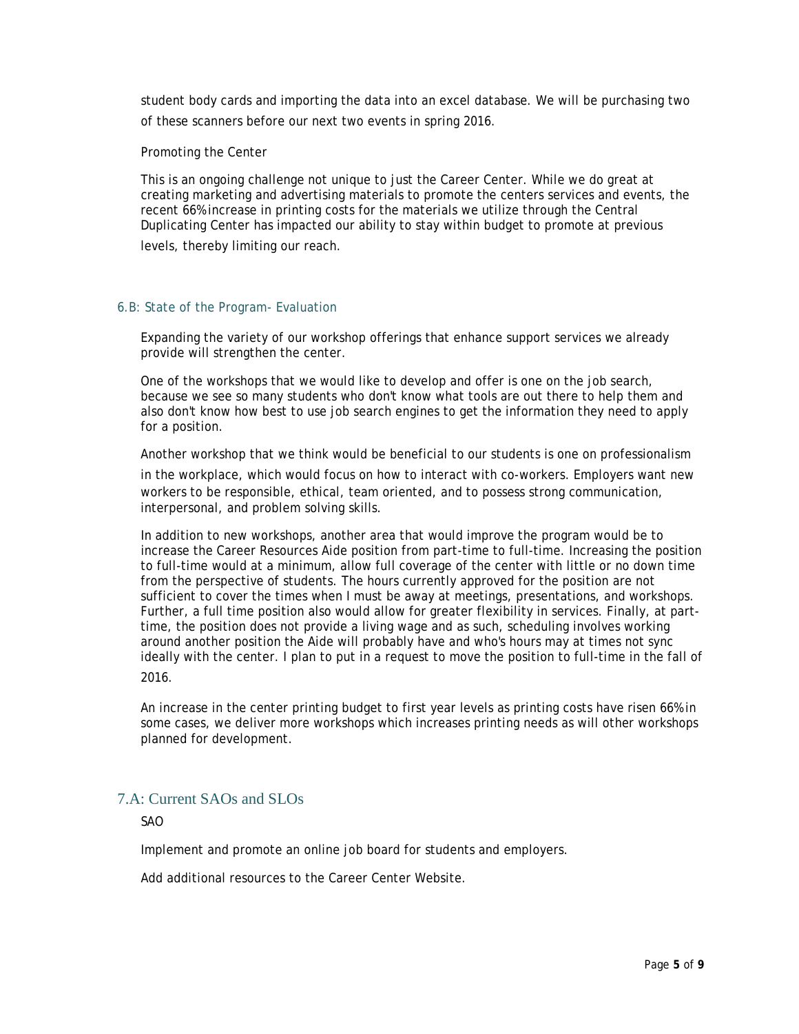student body cards and importing the data into an excel database. We will be purchasing two of these scanners before our next two events in spring 2016.

Promoting the Center

This is an ongoing challenge not unique to just the Career Center. While we do great at creating marketing and advertising materials to promote the centers services and events, the recent 66% increase in printing costs for the materials we utilize through the Central Duplicating Center has impacted our ability to stay within budget to promote at previous levels, thereby limiting our reach.

### 6.B: State of the Program- Evaluation

Expanding the variety of our workshop offerings that enhance support services we already provide will strengthen the center.

One of the workshops that we would like to develop and offer is one on the job search, because we see so many students who don't know what tools are out there to help them and also don't know how best to use job search engines to get the information they need to apply for a position.

Another workshop that we think would be beneficial to our students is one on professionalism in the workplace, which would focus on how to interact with co-workers. Employers want new workers to be responsible, ethical, team oriented, and to possess strong communication, interpersonal, and problem solving skills.

In addition to new workshops, another area that would improve the program would be to increase the Career Resources Aide position from part-time to full-time. Increasing the position to full-time would at a minimum, allow full coverage of the center with little or no down time from the perspective of students. The hours currently approved for the position are not sufficient to cover the times when I must be away at meetings, presentations, and workshops. Further, a full time position also would allow for greater flexibility in services. Finally, at part-time, the position does not provide a living wage and as such, scheduling involves working around another position the Aide will probably have and who's hours may at times not sync ideally with the center. I plan to put in a request to move the position to full-time in the fall of 2016.

An increase in the center printing budget to first year levels as printing costs have risen 66% in some cases, we deliver more workshops which increases printing needs as will other workshops planned for development.

## 7.A: Current SAOs and SLOs

SAO

Implement and promote an online job board for students and employers.

Add additional resources to the Career Center Website.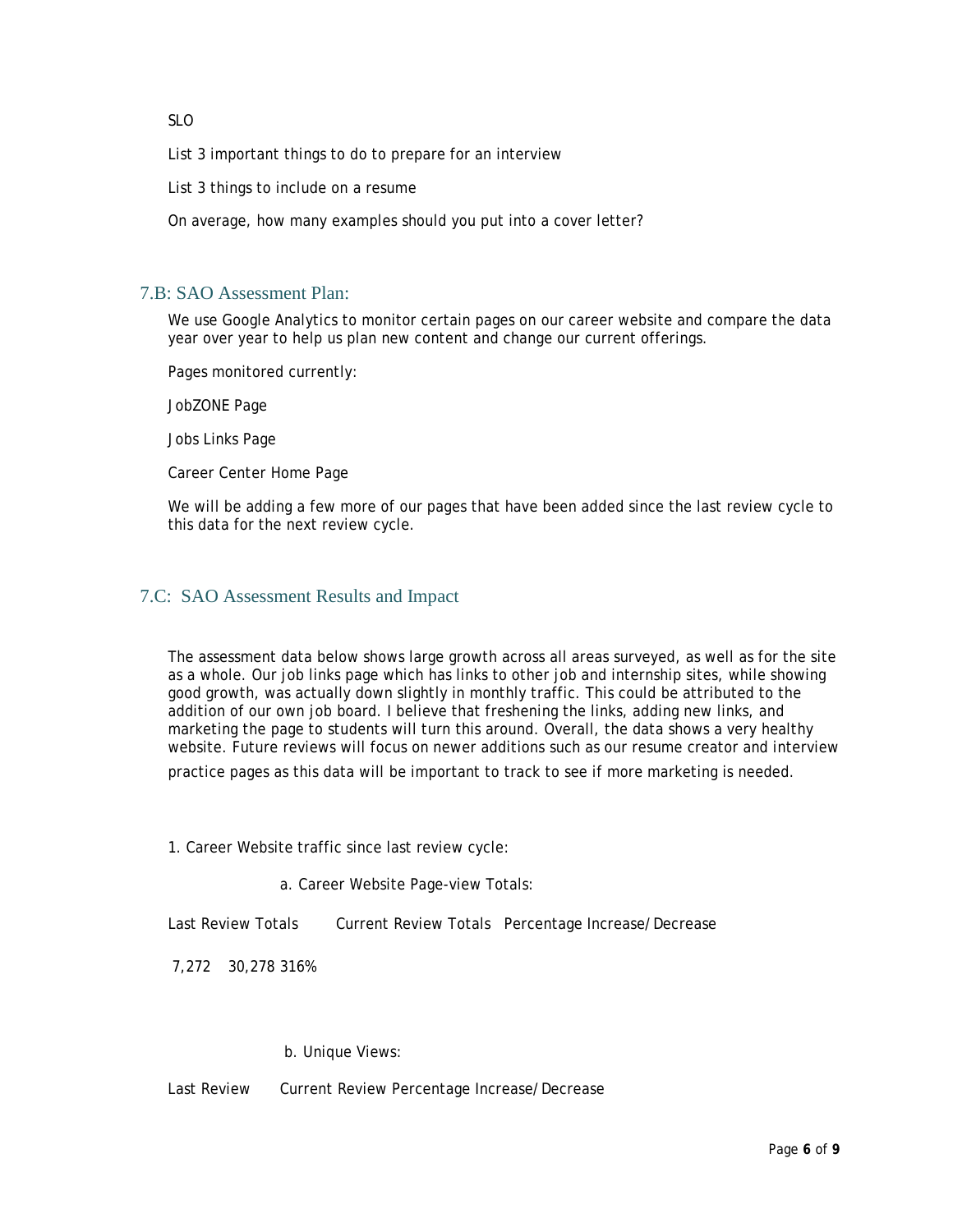SLO

List 3 important things to do to prepare for an interview

List 3 things to include on a resume

On average, how many examples should you put into a cover letter?

## 7.B: SAO Assessment Plan:

We use Google Analytics to monitor certain pages on our career website and compare the data year over year to help us plan new content and change our current offerings.

Pages monitored currently:

JobZONE Page

Jobs Links Page

Career Center Home Page

We will be adding a few more of our pages that have been added since the last review cycle to this data for the next review cycle.

## 7.C: SAO Assessment Results and Impact

The assessment data below shows large growth across all areas surveyed, as well as for the site as a whole. Our job links page which has links to other job and internship sites, while showing good growth, was actually down slightly in monthly traffic. This could be attributed to the addition of our own job board. I believe that freshening the links, adding new links, and marketing the page to students will turn this around. Overall, the data shows a very healthy website. Future reviews will focus on newer additions such as our resume creator and interview practice pages as this data will be important to track to see if more marketing is needed.

1. Career Website traffic since last review cycle:

a. Career Website Page-view Totals:

| Last Review Totals | Current Review Totals | Percentage Increase/Decrease |
|---|---|---|
| 7,272 | 30,278 | 316% |

b. Unique Views:

| Last Review | Current Review | Percentage Increase/Decrease |
|---|---|---|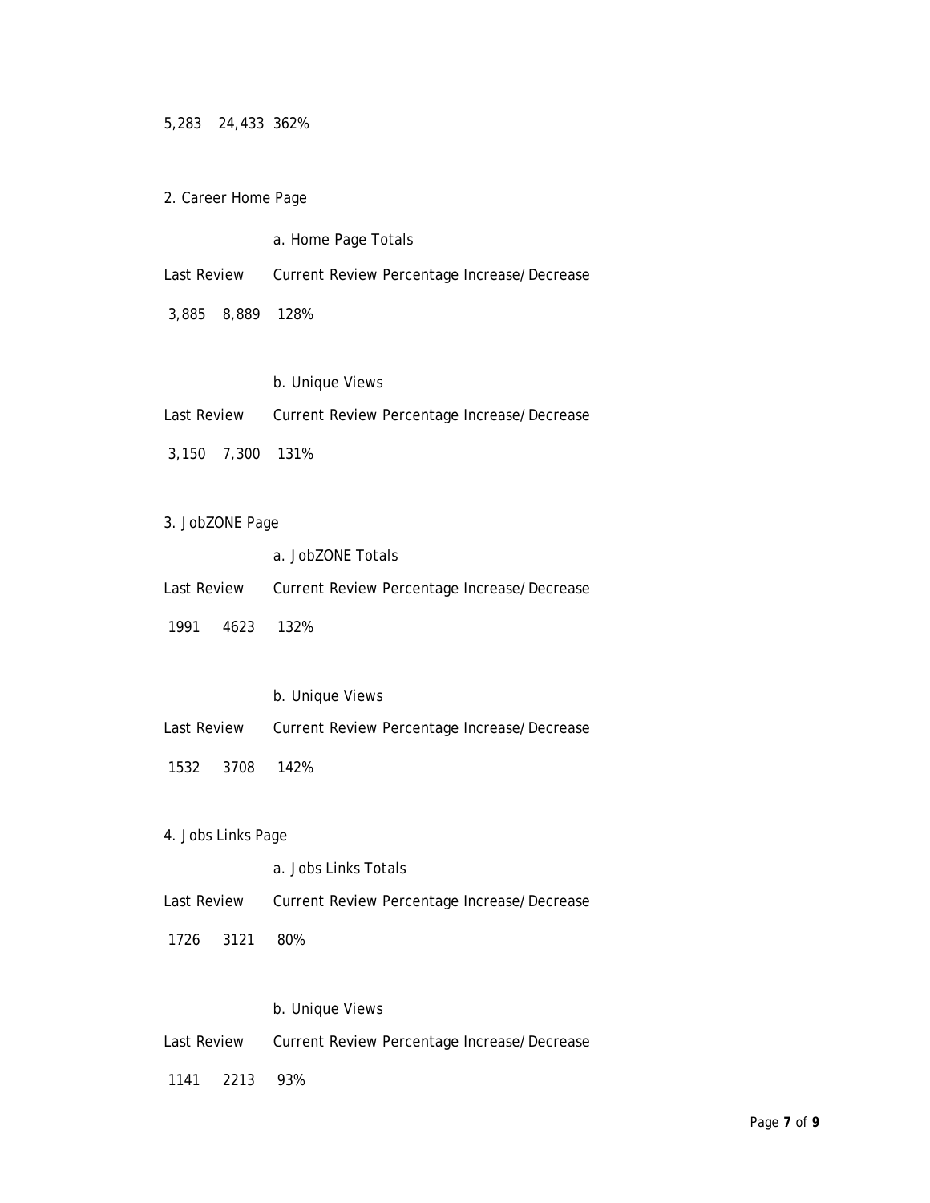| | | |
|---|---|---|
| 5,283 | 24,433 | 362% |

2. Career Home Page

a. Home Page Totals

| Last Review | Current Review | Percentage Increase/Decrease |
|---|---|---|
| 3,885 | 8,889 | 128% |

b. Unique Views

| Last Review | Current Review | Percentage Increase/Decrease |
|---|---|---|
| 3,150 | 7,300 | 131% |

3. JobZONE Page

a. JobZONE Totals

| Last Review | Current Review | Percentage Increase/Decrease |
|---|---|---|
| 1991 | 4623 | 132% |

b. Unique Views

| Last Review | Current Review | Percentage Increase/Decrease |
|---|---|---|
| 1532 | 3708 | 142% |

4. Jobs Links Page

a. Jobs Links Totals

| Last Review | Current Review | Percentage Increase/Decrease |
|---|---|---|
| 1726 | 3121 | 80% |

b. Unique Views

| Last Review | Current Review | Percentage Increase/Decrease |
|---|---|---|
| 1141 | 2213 | 93% |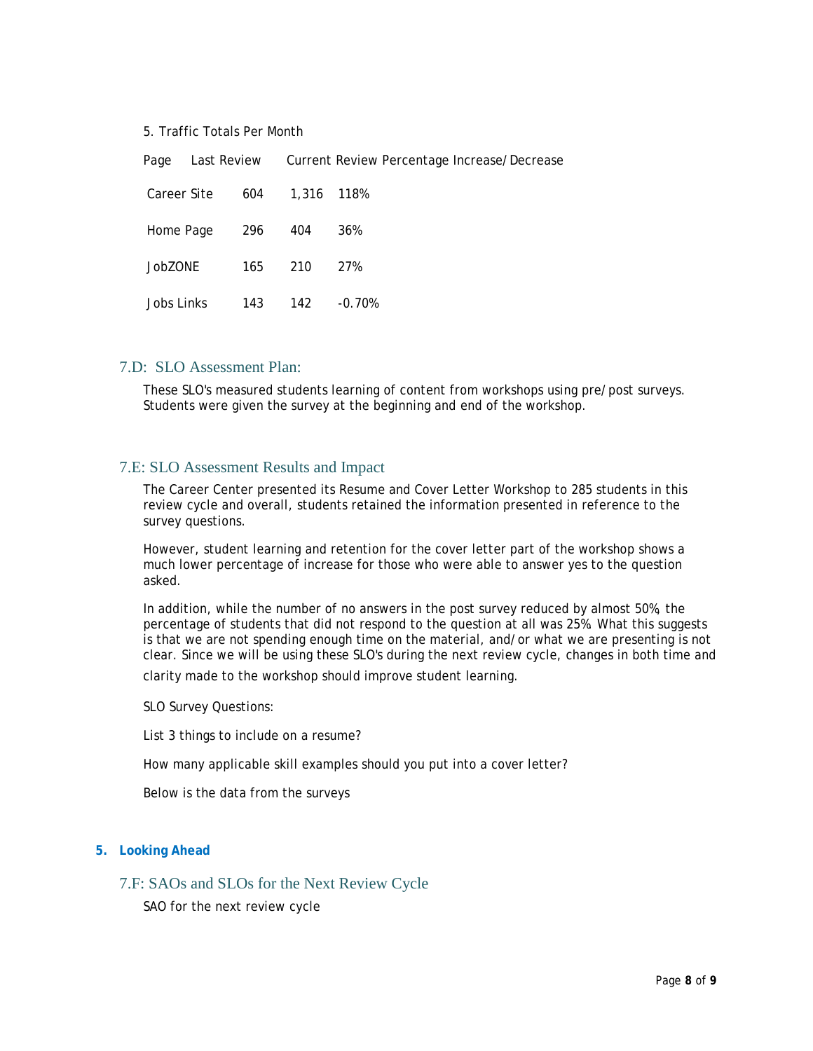5. Traffic Totals Per Month

| Page | Last Review | Current Review | Percentage Increase/Decrease |
|---|---|---|---|
| Career Site | 604 | 1,316 | 118% |
| Home Page | 296 | 404 | 36% |
| JobZONE | 165 | 210 | 27% |
| Jobs Links | 143 | 142 | -0.70% |

## 7.D: SLO Assessment Plan:

These SLO's measured students learning of content from workshops using pre/post surveys. Students were given the survey at the beginning and end of the workshop.

## 7.E: SLO Assessment Results and Impact

The Career Center presented its Resume and Cover Letter Workshop to 285 students in this review cycle and overall, students retained the information presented in reference to the survey questions.

However, student learning and retention for the cover letter part of the workshop shows a much lower percentage of increase for those who were able to answer yes to the question asked.

In addition, while the number of no answers in the post survey reduced by almost 50%, the percentage of students that did not respond to the question at all was 25%. What this suggests is that we are not spending enough time on the material, and/or what we are presenting is not clear. Since we will be using these SLO's during the next review cycle, changes in both time and clarity made to the workshop should improve student learning.

SLO Survey Questions:

List 3 things to include on a resume?

How many applicable skill examples should you put into a cover letter?

Below is the data from the surveys

### 5. Looking Ahead

## 7.F: SAOs and SLOs for the Next Review Cycle

SAO for the next review cycle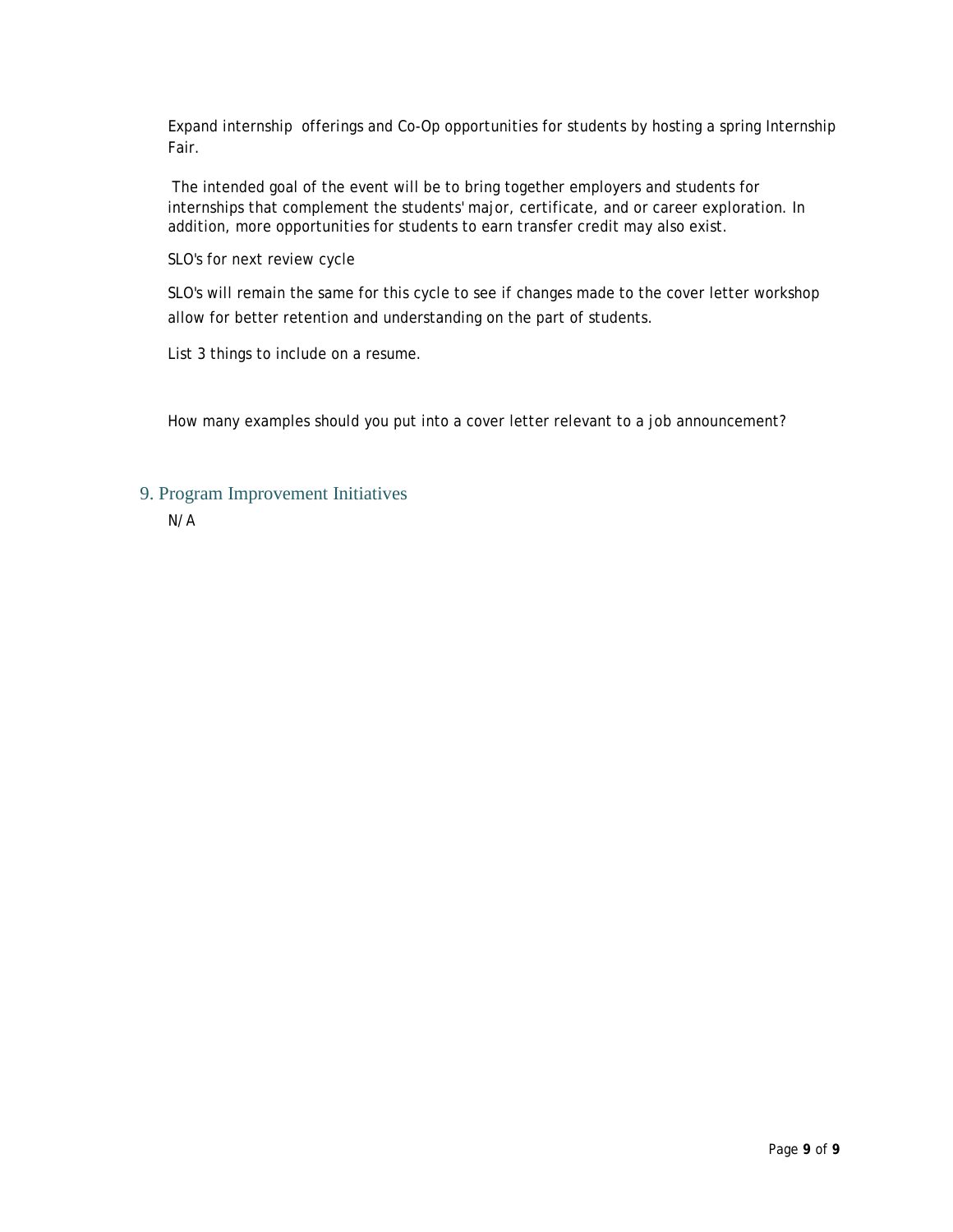Expand internship offerings and Co-Op opportunities for students by hosting a spring Internship Fair.

The intended goal of the event will be to bring together employers and students for internships that complement the students' major, certificate, and or career exploration. In addition, more opportunities for students to earn transfer credit may also exist.

SLO's for next review cycle

SLO's will remain the same for this cycle to see if changes made to the cover letter workshop allow for better retention and understanding on the part of students.

List 3 things to include on a resume.

How many examples should you put into a cover letter relevant to a job announcement?

## 9. Program Improvement Initiatives

N/A